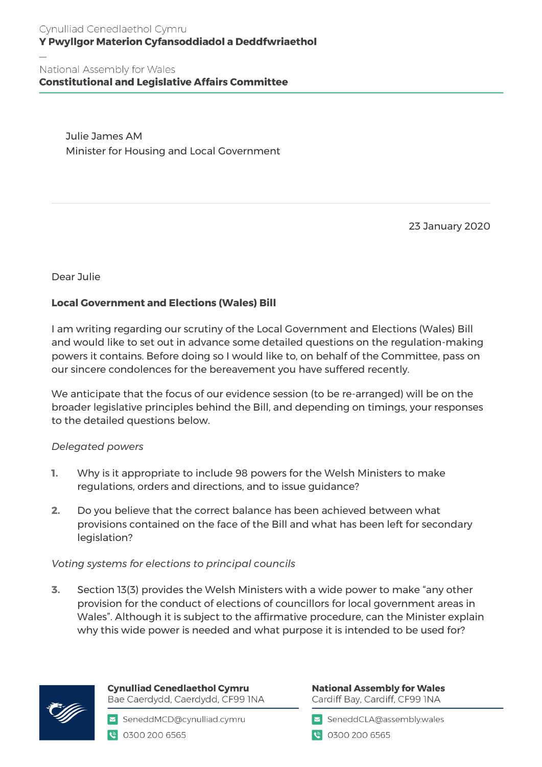Cynulliad Cenedlaethol Cymru
**Y Pwyllgor Materion Cyfansoddiadol a Deddfwriaethol**

—

National Assembly for Wales
**Constitutional and Legislative Affairs Committee**

Julie James AM
Minister for Housing and Local Government

23 January 2020

Dear Julie

**Local Government and Elections (Wales) Bill**

I am writing regarding our scrutiny of the Local Government and Elections (Wales) Bill and would like to set out in advance some detailed questions on the regulation-making powers it contains. Before doing so I would like to, on behalf of the Committee, pass on our sincere condolences for the bereavement you have suffered recently.

We anticipate that the focus of our evidence session (to be re-arranged) will be on the broader legislative principles behind the Bill, and depending on timings, your responses to the detailed questions below.

*Delegated powers*

1. Why is it appropriate to include 98 powers for the Welsh Ministers to make regulations, orders and directions, and to issue guidance?

2. Do you believe that the correct balance has been achieved between what provisions contained on the face of the Bill and what has been left for secondary legislation?

*Voting systems for elections to principal councils*

3. Section 13(3) provides the Welsh Ministers with a wide power to make "any other provision for the conduct of elections of councillors for local government areas in Wales". Although it is subject to the affirmative procedure, can the Minister explain why this wide power is needed and what purpose it is intended to be used for?

**Cynulliad Cenedlaethol Cymru**
Bae Caerdydd, Caerdydd, CF99 1NA
SeneddMCD@cynulliad.cymru
0300 200 6565

**National Assembly for Wales**
Cardiff Bay, Cardiff, CF99 1NA
SeneddCLA@assembly.wales
0300 200 6565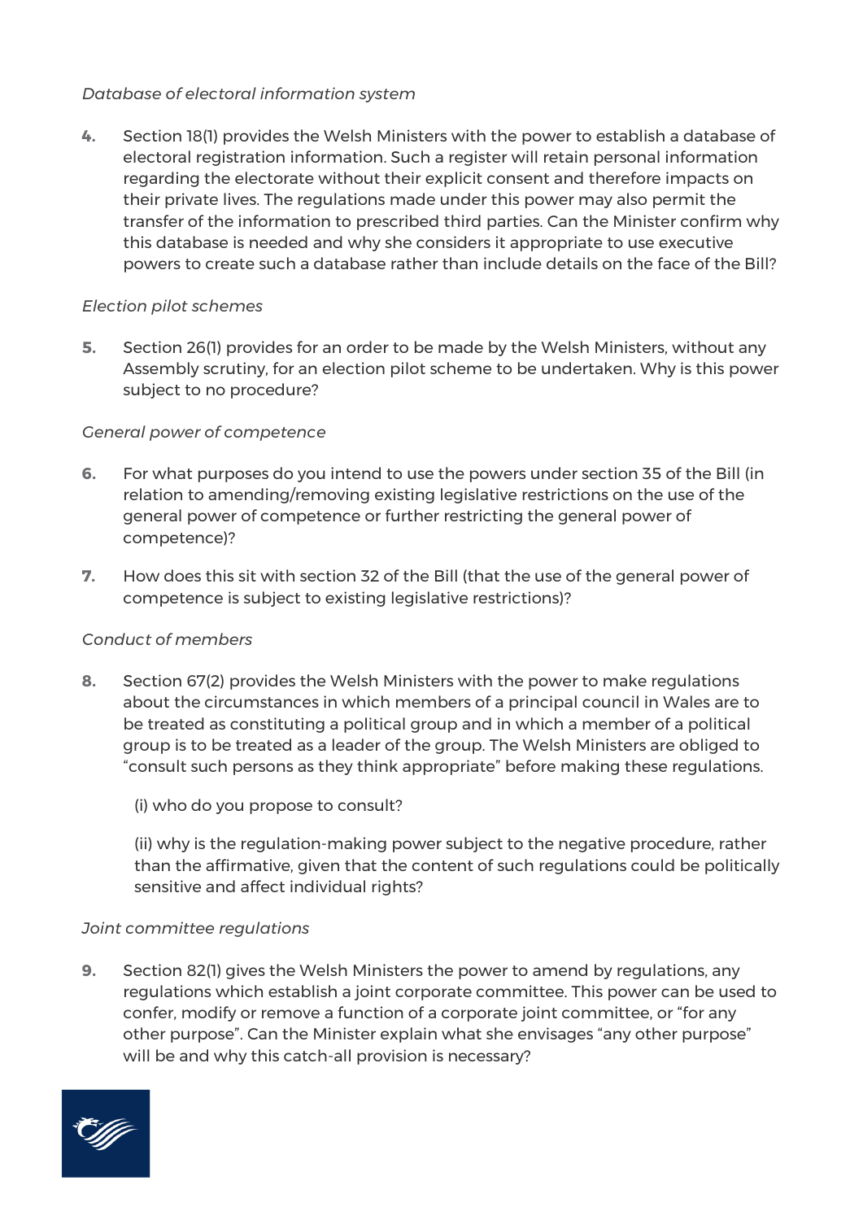*Database of electoral information system*

**4.** Section 18(1) provides the Welsh Ministers with the power to establish a database of electoral registration information. Such a register will retain personal information regarding the electorate without their explicit consent and therefore impacts on their private lives. The regulations made under this power may also permit the transfer of the information to prescribed third parties. Can the Minister confirm why this database is needed and why she considers it appropriate to use executive powers to create such a database rather than include details on the face of the Bill?

*Election pilot schemes*

**5.** Section 26(1) provides for an order to be made by the Welsh Ministers, without any Assembly scrutiny, for an election pilot scheme to be undertaken. Why is this power subject to no procedure?

*General power of competence*

**6.** For what purposes do you intend to use the powers under section 35 of the Bill (in relation to amending/removing existing legislative restrictions on the use of the general power of competence or further restricting the general power of competence)?

**7.** How does this sit with section 32 of the Bill (that the use of the general power of competence is subject to existing legislative restrictions)?

*Conduct of members*

**8.** Section 67(2) provides the Welsh Ministers with the power to make regulations about the circumstances in which members of a principal council in Wales are to be treated as constituting a political group and in which a member of a political group is to be treated as a leader of the group. The Welsh Ministers are obliged to "consult such persons as they think appropriate" before making these regulations.

(i) who do you propose to consult?

(ii) why is the regulation-making power subject to the negative procedure, rather than the affirmative, given that the content of such regulations could be politically sensitive and affect individual rights?

*Joint committee regulations*

**9.** Section 82(1) gives the Welsh Ministers the power to amend by regulations, any regulations which establish a joint corporate committee. This power can be used to confer, modify or remove a function of a corporate joint committee, or "for any other purpose". Can the Minister explain what she envisages "any other purpose" will be and why this catch-all provision is necessary?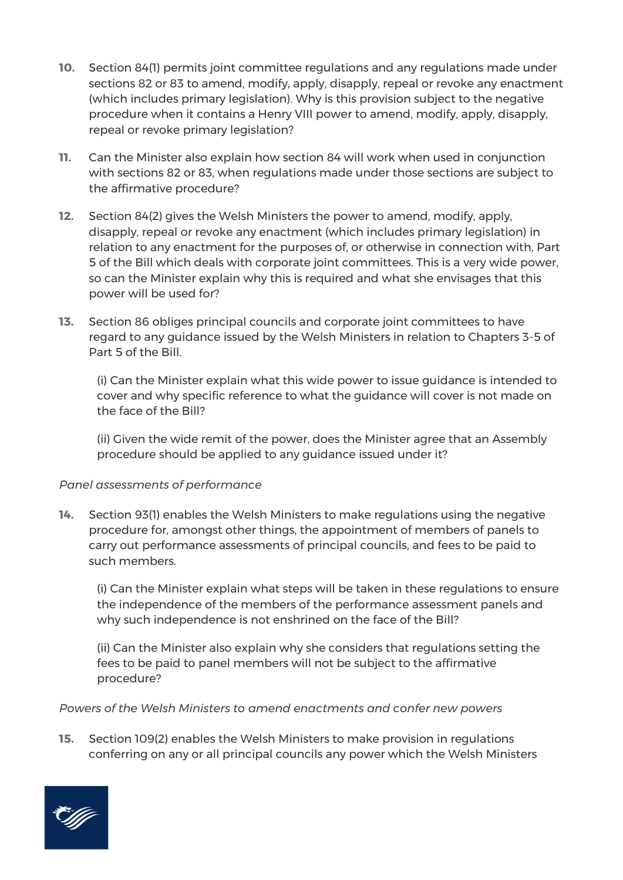10. Section 84(1) permits joint committee regulations and any regulations made under sections 82 or 83 to amend, modify, apply, disapply, repeal or revoke any enactment (which includes primary legislation). Why is this provision subject to the negative procedure when it contains a Henry VIII power to amend, modify, apply, disapply, repeal or revoke primary legislation?

11. Can the Minister also explain how section 84 will work when used in conjunction with sections 82 or 83, when regulations made under those sections are subject to the affirmative procedure?

12. Section 84(2) gives the Welsh Ministers the power to amend, modify, apply, disapply, repeal or revoke any enactment (which includes primary legislation) in relation to any enactment for the purposes of, or otherwise in connection with, Part 5 of the Bill which deals with corporate joint committees. This is a very wide power, so can the Minister explain why this is required and what she envisages that this power will be used for?

13. Section 86 obliges principal councils and corporate joint committees to have regard to any guidance issued by the Welsh Ministers in relation to Chapters 3-5 of Part 5 of the Bill.

    (i) Can the Minister explain what this wide power to issue guidance is intended to cover and why specific reference to what the guidance will cover is not made on the face of the Bill?

    (ii) Given the wide remit of the power, does the Minister agree that an Assembly procedure should be applied to any guidance issued under it?

*Panel assessments of performance*

14. Section 93(1) enables the Welsh Ministers to make regulations using the negative procedure for, amongst other things, the appointment of members of panels to carry out performance assessments of principal councils, and fees to be paid to such members.

    (i) Can the Minister explain what steps will be taken in these regulations to ensure the independence of the members of the performance assessment panels and why such independence is not enshrined on the face of the Bill?

    (ii) Can the Minister also explain why she considers that regulations setting the fees to be paid to panel members will not be subject to the affirmative procedure?

*Powers of the Welsh Ministers to amend enactments and confer new powers*

15. Section 109(2) enables the Welsh Ministers to make provision in regulations conferring on any or all principal councils any power which the Welsh Ministers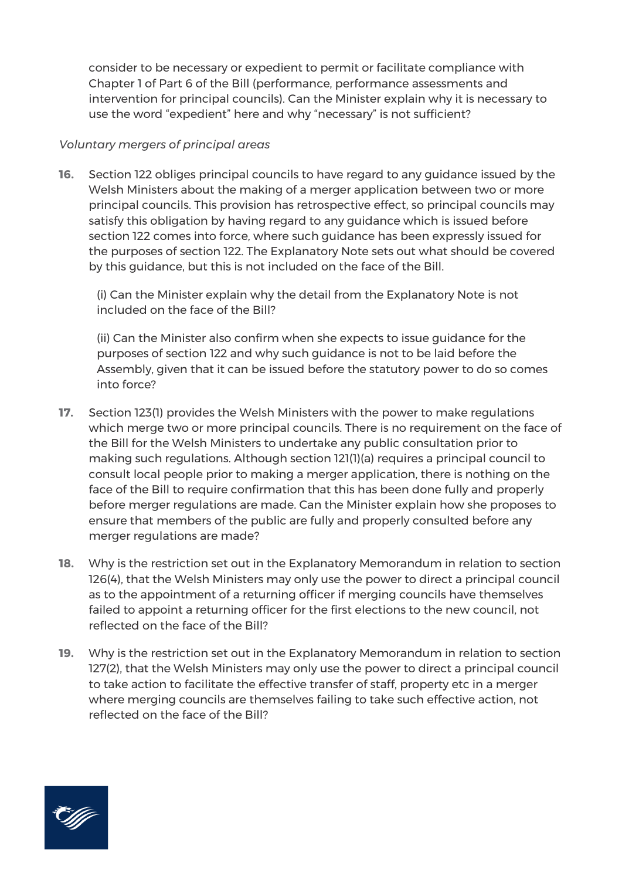consider to be necessary or expedient to permit or facilitate compliance with Chapter 1 of Part 6 of the Bill (performance, performance assessments and intervention for principal councils). Can the Minister explain why it is necessary to use the word "expedient" here and why "necessary" is not sufficient?

*Voluntary mergers of principal areas*

**16.** Section 122 obliges principal councils to have regard to any guidance issued by the Welsh Ministers about the making of a merger application between two or more principal councils. This provision has retrospective effect, so principal councils may satisfy this obligation by having regard to any guidance which is issued before section 122 comes into force, where such guidance has been expressly issued for the purposes of section 122. The Explanatory Note sets out what should be covered by this guidance, but this is not included on the face of the Bill.

(i) Can the Minister explain why the detail from the Explanatory Note is not included on the face of the Bill?

(ii) Can the Minister also confirm when she expects to issue guidance for the purposes of section 122 and why such guidance is not to be laid before the Assembly, given that it can be issued before the statutory power to do so comes into force?

**17.** Section 123(1) provides the Welsh Ministers with the power to make regulations which merge two or more principal councils. There is no requirement on the face of the Bill for the Welsh Ministers to undertake any public consultation prior to making such regulations. Although section 121(1)(a) requires a principal council to consult local people prior to making a merger application, there is nothing on the face of the Bill to require confirmation that this has been done fully and properly before merger regulations are made. Can the Minister explain how she proposes to ensure that members of the public are fully and properly consulted before any merger regulations are made?

**18.** Why is the restriction set out in the Explanatory Memorandum in relation to section 126(4), that the Welsh Ministers may only use the power to direct a principal council as to the appointment of a returning officer if merging councils have themselves failed to appoint a returning officer for the first elections to the new council, not reflected on the face of the Bill?

**19.** Why is the restriction set out in the Explanatory Memorandum in relation to section 127(2), that the Welsh Ministers may only use the power to direct a principal council to take action to facilitate the effective transfer of staff, property etc in a merger where merging councils are themselves failing to take such effective action, not reflected on the face of the Bill?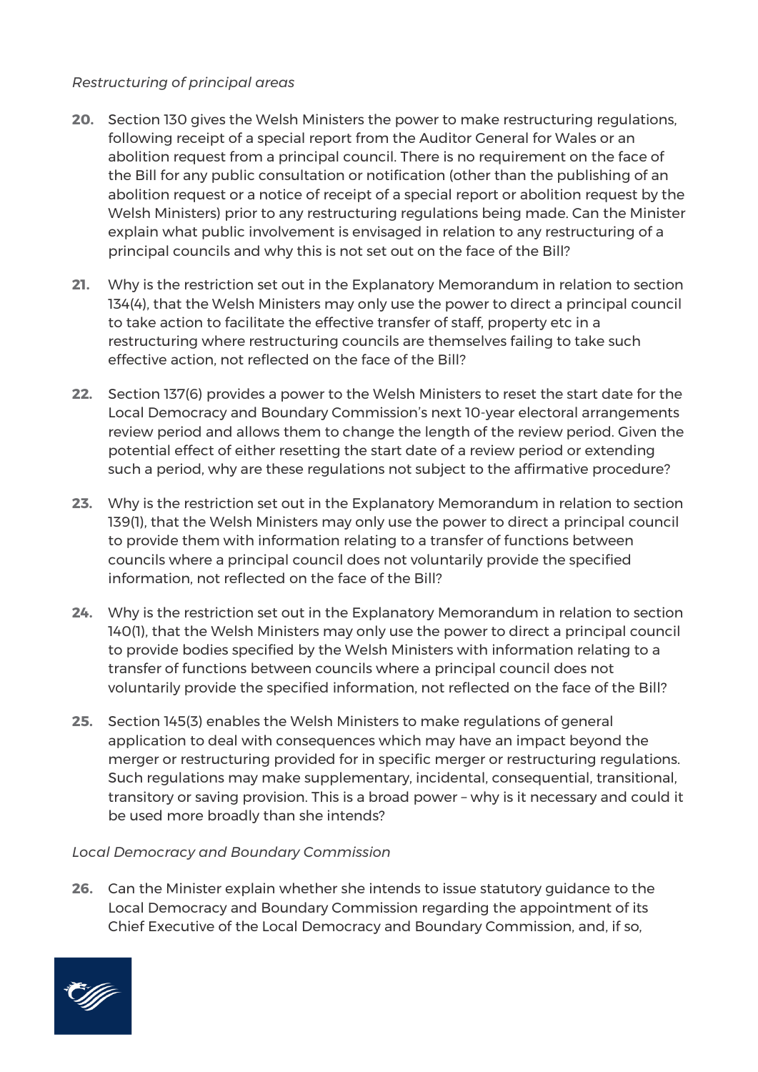*Restructuring of principal areas*

20. Section 130 gives the Welsh Ministers the power to make restructuring regulations, following receipt of a special report from the Auditor General for Wales or an abolition request from a principal council. There is no requirement on the face of the Bill for any public consultation or notification (other than the publishing of an abolition request or a notice of receipt of a special report or abolition request by the Welsh Ministers) prior to any restructuring regulations being made. Can the Minister explain what public involvement is envisaged in relation to any restructuring of a principal councils and why this is not set out on the face of the Bill?

21. Why is the restriction set out in the Explanatory Memorandum in relation to section 134(4), that the Welsh Ministers may only use the power to direct a principal council to take action to facilitate the effective transfer of staff, property etc in a restructuring where restructuring councils are themselves failing to take such effective action, not reflected on the face of the Bill?

22. Section 137(6) provides a power to the Welsh Ministers to reset the start date for the Local Democracy and Boundary Commission's next 10-year electoral arrangements review period and allows them to change the length of the review period. Given the potential effect of either resetting the start date of a review period or extending such a period, why are these regulations not subject to the affirmative procedure?

23. Why is the restriction set out in the Explanatory Memorandum in relation to section 139(1), that the Welsh Ministers may only use the power to direct a principal council to provide them with information relating to a transfer of functions between councils where a principal council does not voluntarily provide the specified information, not reflected on the face of the Bill?

24. Why is the restriction set out in the Explanatory Memorandum in relation to section 140(1), that the Welsh Ministers may only use the power to direct a principal council to provide bodies specified by the Welsh Ministers with information relating to a transfer of functions between councils where a principal council does not voluntarily provide the specified information, not reflected on the face of the Bill?

25. Section 145(3) enables the Welsh Ministers to make regulations of general application to deal with consequences which may have an impact beyond the merger or restructuring provided for in specific merger or restructuring regulations. Such regulations may make supplementary, incidental, consequential, transitional, transitory or saving provision. This is a broad power – why is it necessary and could it be used more broadly than she intends?

*Local Democracy and Boundary Commission*

26. Can the Minister explain whether she intends to issue statutory guidance to the Local Democracy and Boundary Commission regarding the appointment of its Chief Executive of the Local Democracy and Boundary Commission, and, if so,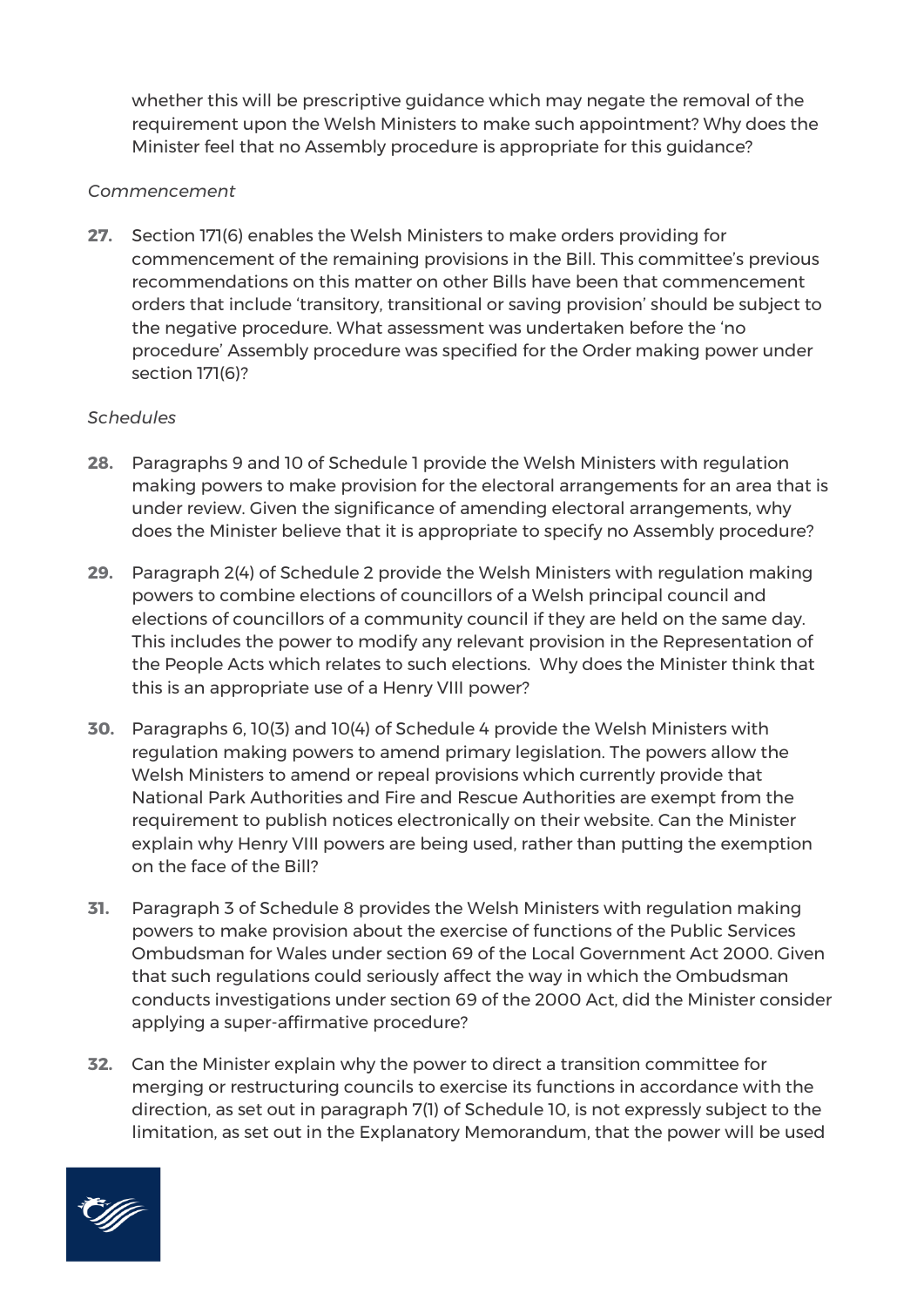whether this will be prescriptive guidance which may negate the removal of the requirement upon the Welsh Ministers to make such appointment? Why does the Minister feel that no Assembly procedure is appropriate for this guidance?

*Commencement*

**27.** Section 171(6) enables the Welsh Ministers to make orders providing for commencement of the remaining provisions in the Bill. This committee's previous recommendations on this matter on other Bills have been that commencement orders that include 'transitory, transitional or saving provision' should be subject to the negative procedure. What assessment was undertaken before the 'no procedure' Assembly procedure was specified for the Order making power under section 171(6)?

*Schedules*

**28.** Paragraphs 9 and 10 of Schedule 1 provide the Welsh Ministers with regulation making powers to make provision for the electoral arrangements for an area that is under review. Given the significance of amending electoral arrangements, why does the Minister believe that it is appropriate to specify no Assembly procedure?

**29.** Paragraph 2(4) of Schedule 2 provide the Welsh Ministers with regulation making powers to combine elections of councillors of a Welsh principal council and elections of councillors of a community council if they are held on the same day. This includes the power to modify any relevant provision in the Representation of the People Acts which relates to such elections. Why does the Minister think that this is an appropriate use of a Henry VIII power?

**30.** Paragraphs 6, 10(3) and 10(4) of Schedule 4 provide the Welsh Ministers with regulation making powers to amend primary legislation. The powers allow the Welsh Ministers to amend or repeal provisions which currently provide that National Park Authorities and Fire and Rescue Authorities are exempt from the requirement to publish notices electronically on their website. Can the Minister explain why Henry VIII powers are being used, rather than putting the exemption on the face of the Bill?

**31.** Paragraph 3 of Schedule 8 provides the Welsh Ministers with regulation making powers to make provision about the exercise of functions of the Public Services Ombudsman for Wales under section 69 of the Local Government Act 2000. Given that such regulations could seriously affect the way in which the Ombudsman conducts investigations under section 69 of the 2000 Act, did the Minister consider applying a super-affirmative procedure?

**32.** Can the Minister explain why the power to direct a transition committee for merging or restructuring councils to exercise its functions in accordance with the direction, as set out in paragraph 7(1) of Schedule 10, is not expressly subject to the limitation, as set out in the Explanatory Memorandum, that the power will be used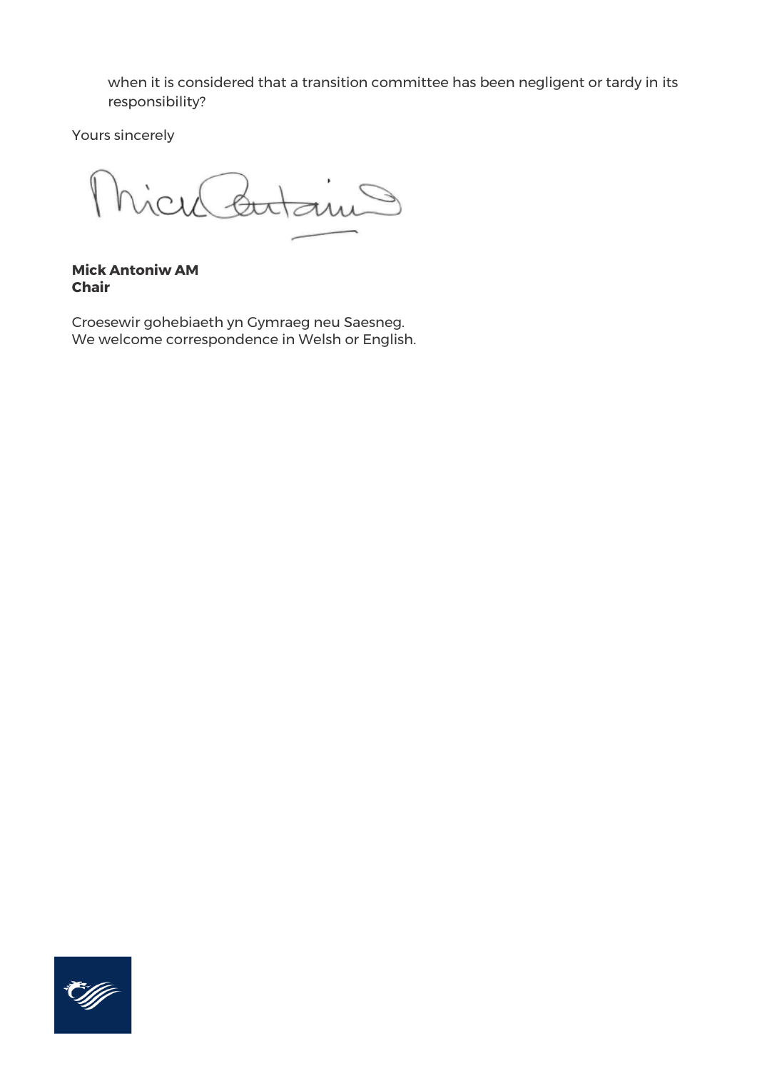when it is considered that a transition committee has been negligent or tardy in its responsibility?

Yours sincerely

**Mick Antoniw AM**
**Chair**

Croesewir gohebiaeth yn Gymraeg neu Saesneg.
We welcome correspondence in Welsh or English.